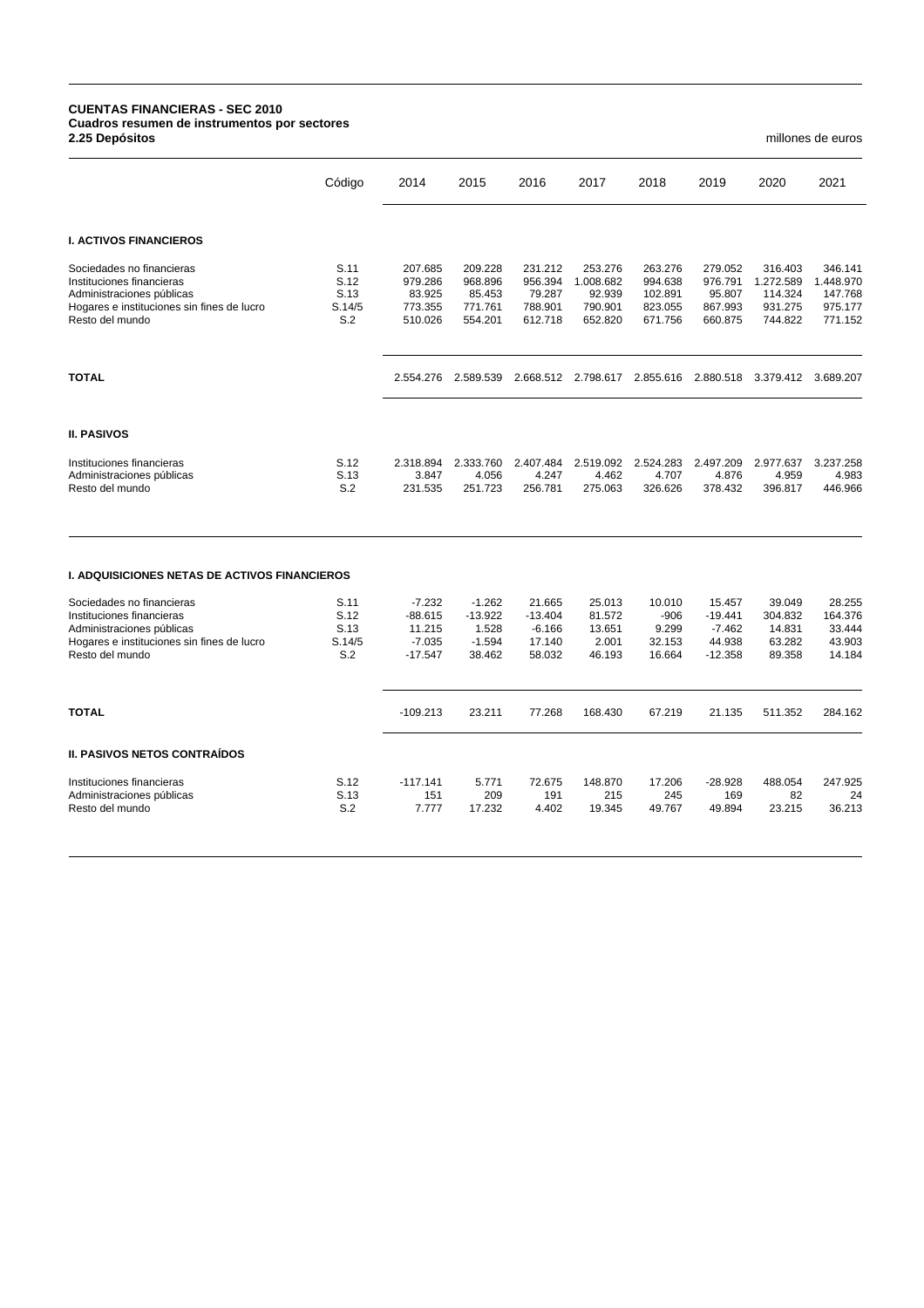**CUENTAS FINANCIERAS - SEC 2010**
**Cuadros resumen de instrumentos por sectores**
**2.25 Depósitos**

millones de euros

| | Código | 2014 | 2015 | 2016 | 2017 | 2018 | 2019 | 2020 | 2021 |
|---|---|---|---|---|---|---|---|---|---|
| **I. ACTIVOS FINANCIEROS** | | | | | | | | | |
| Sociedades no financieras | S.11 | 207.685 | 209.228 | 231.212 | 253.276 | 263.276 | 279.052 | 316.403 | 346.141 |
| Instituciones financieras | S.12 | 979.286 | 968.896 | 956.394 | 1.008.682 | 994.638 | 976.791 | 1.272.589 | 1.448.970 |
| Administraciones públicas | S.13 | 83.925 | 85.453 | 79.287 | 92.939 | 102.891 | 95.807 | 114.324 | 147.768 |
| Hogares e instituciones sin fines de lucro | S.14/5 | 773.355 | 771.761 | 788.901 | 790.901 | 823.055 | 867.993 | 931.275 | 975.177 |
| Resto del mundo | S.2 | 510.026 | 554.201 | 612.718 | 652.820 | 671.756 | 660.875 | 744.822 | 771.152 |
| **TOTAL** | | 2.554.276 | 2.589.539 | 2.668.512 | 2.798.617 | 2.855.616 | 2.880.518 | 3.379.412 | 3.689.207 |
| **II. PASIVOS** | | | | | | | | | |
| Instituciones financieras | S.12 | 2.318.894 | 2.333.760 | 2.407.484 | 2.519.092 | 2.524.283 | 2.497.209 | 2.977.637 | 3.237.258 |
| Administraciones públicas | S.13 | 3.847 | 4.056 | 4.247 | 4.462 | 4.707 | 4.876 | 4.959 | 4.983 |
| Resto del mundo | S.2 | 231.535 | 251.723 | 256.781 | 275.063 | 326.626 | 378.432 | 396.817 | 446.966 |

| | Código | 2014 | 2015 | 2016 | 2017 | 2018 | 2019 | 2020 | 2021 |
|---|---|---|---|---|---|---|---|---|---|
| **I. ADQUISICIONES NETAS DE ACTIVOS FINANCIEROS** | | | | | | | | | |
| Sociedades no financieras | S.11 | -7.232 | -1.262 | 21.665 | 25.013 | 10.010 | 15.457 | 39.049 | 28.255 |
| Instituciones financieras | S.12 | -88.615 | -13.922 | -13.404 | 81.572 | -906 | -19.441 | 304.832 | 164.376 |
| Administraciones públicas | S.13 | 11.215 | 1.528 | -6.166 | 13.651 | 9.299 | -7.462 | 14.831 | 33.444 |
| Hogares e instituciones sin fines de lucro | S.14/5 | -7.035 | -1.594 | 17.140 | 2.001 | 32.153 | 44.938 | 63.282 | 43.903 |
| Resto del mundo | S.2 | -17.547 | 38.462 | 58.032 | 46.193 | 16.664 | -12.358 | 89.358 | 14.184 |
| **TOTAL** | | -109.213 | 23.211 | 77.268 | 168.430 | 67.219 | 21.135 | 511.352 | 284.162 |
| **II. PASIVOS NETOS CONTRAÍDOS** | | | | | | | | | |
| Instituciones financieras | S.12 | -117.141 | 5.771 | 72.675 | 148.870 | 17.206 | -28.928 | 488.054 | 247.925 |
| Administraciones públicas | S.13 | 151 | 209 | 191 | 215 | 245 | 169 | 82 | 24 |
| Resto del mundo | S.2 | 7.777 | 17.232 | 4.402 | 19.345 | 49.767 | 49.894 | 23.215 | 36.213 |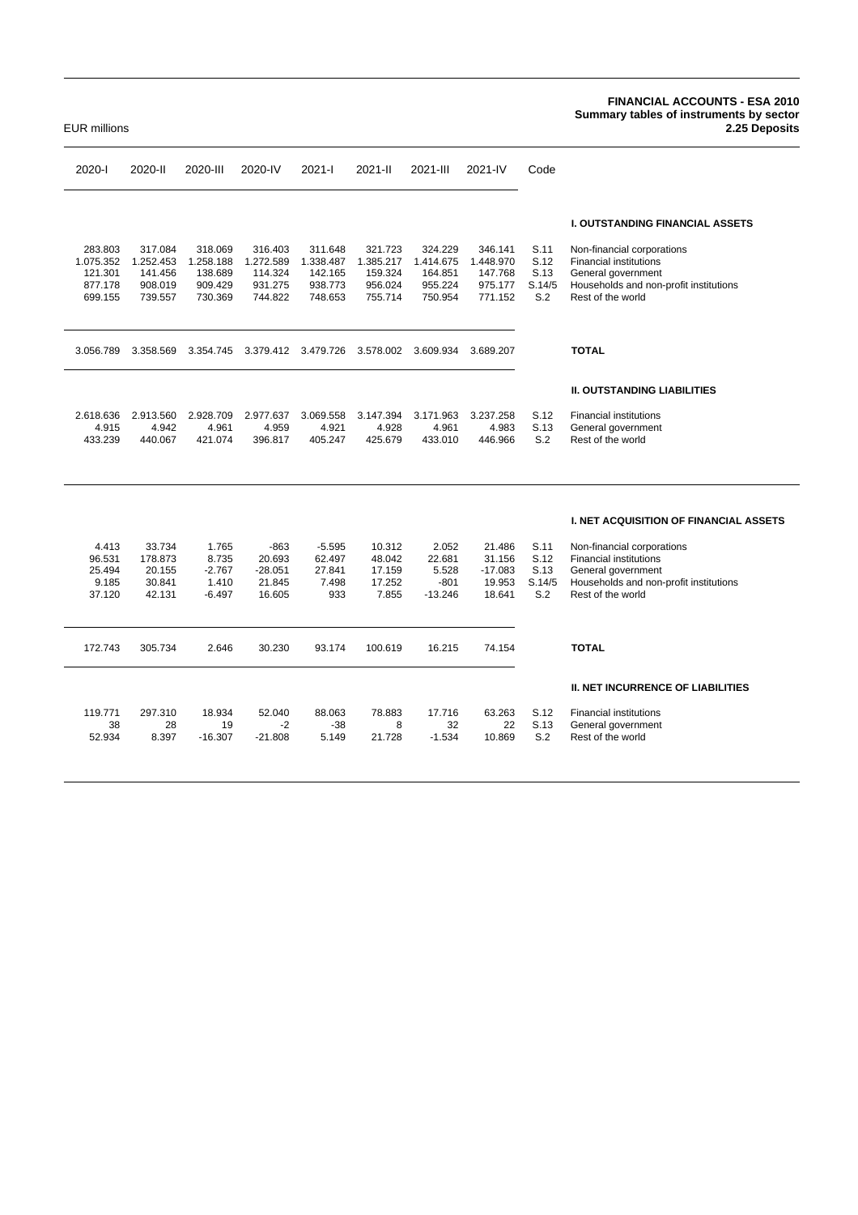EUR millions

**FINANCIAL ACCOUNTS - ESA 2010**
**Summary tables of instruments by sector**
**2.25 Deposits**

| 2020-I | 2020-II | 2020-III | 2020-IV | 2021-I | 2021-II | 2021-III | 2021-IV | Code | |
|---|---|---|---|---|---|---|---|---|---|
| | | | | | | | | | **I. OUTSTANDING FINANCIAL ASSETS** |
| 283.803 | 317.084 | 318.069 | 316.403 | 311.648 | 321.723 | 324.229 | 346.141 | S.11 | Non-financial corporations |
| 1.075.352 | 1.252.453 | 1.258.188 | 1.272.589 | 1.338.487 | 1.385.217 | 1.414.675 | 1.448.970 | S.12 | Financial institutions |
| 121.301 | 141.456 | 138.689 | 114.324 | 142.165 | 159.324 | 164.851 | 147.768 | S.13 | General government |
| 877.178 | 908.019 | 909.429 | 931.275 | 938.773 | 956.024 | 955.224 | 975.177 | S.14/5 | Households and non-profit institutions |
| 699.155 | 739.557 | 730.369 | 744.822 | 748.653 | 755.714 | 750.954 | 771.152 | S.2 | Rest of the world |
| 3.056.789 | 3.358.569 | 3.354.745 | 3.379.412 | 3.479.726 | 3.578.002 | 3.609.934 | 3.689.207 | | **TOTAL** |
| | | | | | | | | | **II. OUTSTANDING LIABILITIES** |
| 2.618.636 | 2.913.560 | 2.928.709 | 2.977.637 | 3.069.558 | 3.147.394 | 3.171.963 | 3.237.258 | S.12 | Financial institutions |
| 4.915 | 4.942 | 4.961 | 4.959 | 4.921 | 4.928 | 4.961 | 4.983 | S.13 | General government |
| 433.239 | 440.067 | 421.074 | 396.817 | 405.247 | 425.679 | 433.010 | 446.966 | S.2 | Rest of the world |
| | | | | | | | | | **I. NET ACQUISITION OF FINANCIAL ASSETS** |
| 4.413 | 33.734 | 1.765 | -863 | -5.595 | 10.312 | 2.052 | 21.486 | S.11 | Non-financial corporations |
| 96.531 | 178.873 | 8.735 | 20.693 | 62.497 | 48.042 | 22.681 | 31.156 | S.12 | Financial institutions |
| 25.494 | 20.155 | -2.767 | -28.051 | 27.841 | 17.159 | 5.528 | -17.083 | S.13 | General government |
| 9.185 | 30.841 | 1.410 | 21.845 | 7.498 | 17.252 | -801 | 19.953 | S.14/5 | Households and non-profit institutions |
| 37.120 | 42.131 | -6.497 | 16.605 | 933 | 7.855 | -13.246 | 18.641 | S.2 | Rest of the world |
| 172.743 | 305.734 | 2.646 | 30.230 | 93.174 | 100.619 | 16.215 | 74.154 | | **TOTAL** |
| | | | | | | | | | **II. NET INCURRENCE OF LIABILITIES** |
| 119.771 | 297.310 | 18.934 | 52.040 | 88.063 | 78.883 | 17.716 | 63.263 | S.12 | Financial institutions |
| 38 | 28 | 19 | -2 | -38 | 8 | 32 | 22 | S.13 | General government |
| 52.934 | 8.397 | -16.307 | -21.808 | 5.149 | 21.728 | -1.534 | 10.869 | S.2 | Rest of the world |